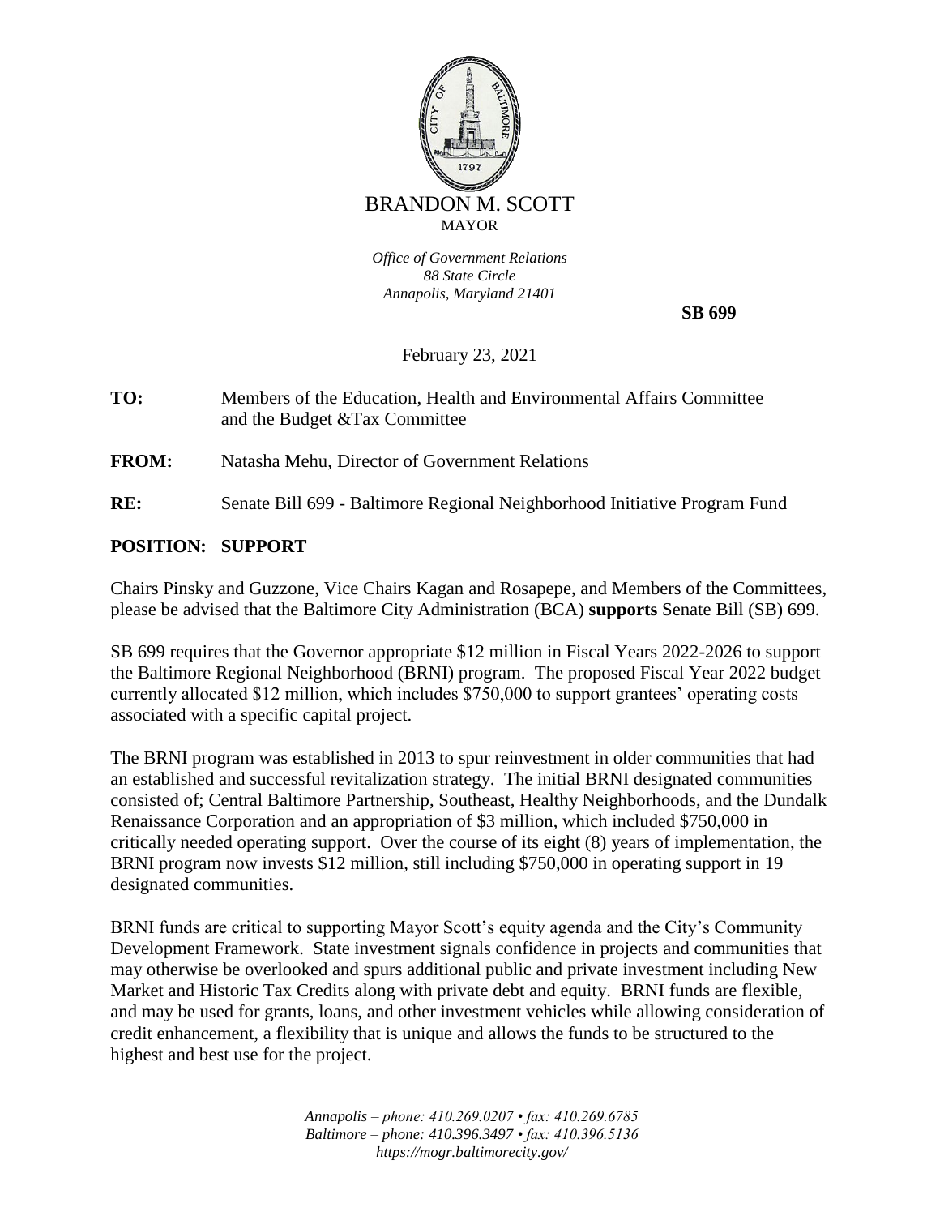BRANDON M. SCOTT
MAYOR

*Office of Government Relations*
*88 State Circle*
*Annapolis, Maryland 21401*

**SB 699**

February 23, 2021

**TO:** Members of the Education, Health and Environmental Affairs Committee and the Budget &Tax Committee

**FROM:** Natasha Mehu, Director of Government Relations

**RE:** Senate Bill 699 - Baltimore Regional Neighborhood Initiative Program Fund

**POSITION: SUPPORT**

Chairs Pinsky and Guzzone, Vice Chairs Kagan and Rosapepe, and Members of the Committees, please be advised that the Baltimore City Administration (BCA) **supports** Senate Bill (SB) 699.

SB 699 requires that the Governor appropriate $12 million in Fiscal Years 2022-2026 to support the Baltimore Regional Neighborhood (BRNI) program. The proposed Fiscal Year 2022 budget currently allocated $12 million, which includes $750,000 to support grantees' operating costs associated with a specific capital project.

The BRNI program was established in 2013 to spur reinvestment in older communities that had an established and successful revitalization strategy. The initial BRNI designated communities consisted of; Central Baltimore Partnership, Southeast, Healthy Neighborhoods, and the Dundalk Renaissance Corporation and an appropriation of $3 million, which included $750,000 in critically needed operating support. Over the course of its eight (8) years of implementation, the BRNI program now invests $12 million, still including $750,000 in operating support in 19 designated communities.

BRNI funds are critical to supporting Mayor Scott's equity agenda and the City's Community Development Framework. State investment signals confidence in projects and communities that may otherwise be overlooked and spurs additional public and private investment including New Market and Historic Tax Credits along with private debt and equity. BRNI funds are flexible, and may be used for grants, loans, and other investment vehicles while allowing consideration of credit enhancement, a flexibility that is unique and allows the funds to be structured to the highest and best use for the project.

*Annapolis – phone: 410.269.0207 • fax: 410.269.6785*
*Baltimore – phone: 410.396.3497 • fax: 410.396.5136*
*https://mogr.baltimorecity.gov/*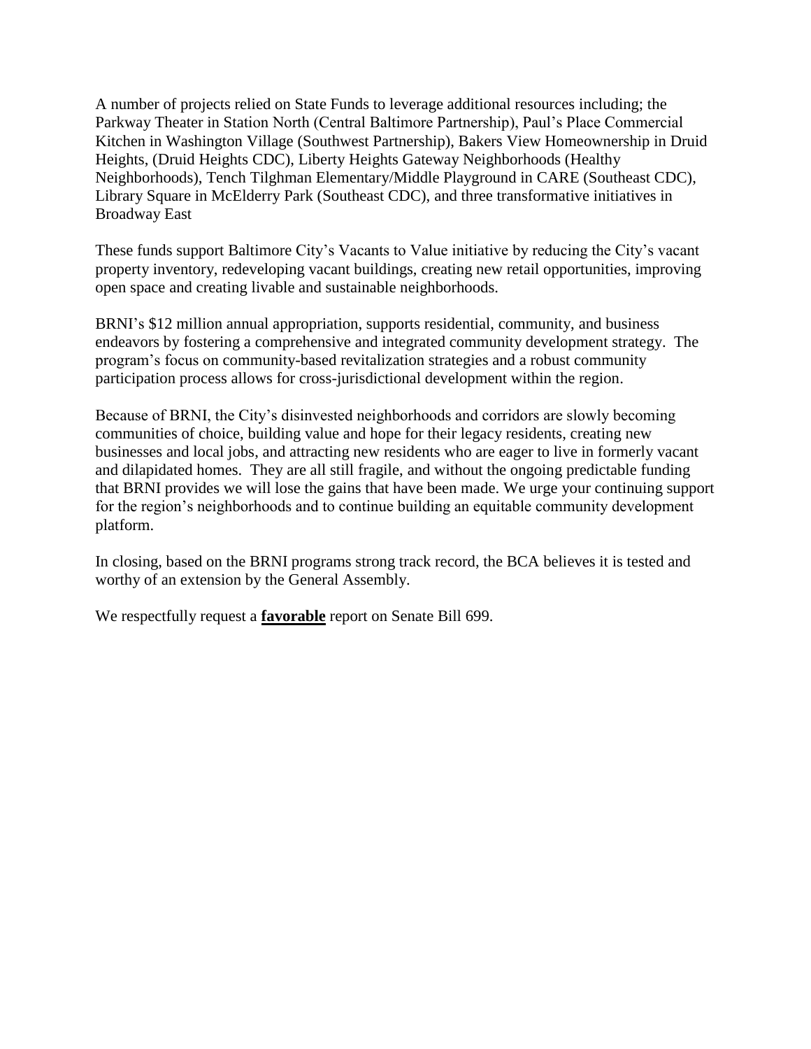A number of projects relied on State Funds to leverage additional resources including; the Parkway Theater in Station North (Central Baltimore Partnership), Paul's Place Commercial Kitchen in Washington Village (Southwest Partnership), Bakers View Homeownership in Druid Heights, (Druid Heights CDC), Liberty Heights Gateway Neighborhoods (Healthy Neighborhoods), Tench Tilghman Elementary/Middle Playground in CARE (Southeast CDC), Library Square in McElderry Park (Southeast CDC), and three transformative initiatives in Broadway East

These funds support Baltimore City's Vacants to Value initiative by reducing the City's vacant property inventory, redeveloping vacant buildings, creating new retail opportunities, improving open space and creating livable and sustainable neighborhoods.

BRNI's $12 million annual appropriation, supports residential, community, and business endeavors by fostering a comprehensive and integrated community development strategy. The program's focus on community-based revitalization strategies and a robust community participation process allows for cross-jurisdictional development within the region.

Because of BRNI, the City's disinvested neighborhoods and corridors are slowly becoming communities of choice, building value and hope for their legacy residents, creating new businesses and local jobs, and attracting new residents who are eager to live in formerly vacant and dilapidated homes. They are all still fragile, and without the ongoing predictable funding that BRNI provides we will lose the gains that have been made. We urge your continuing support for the region's neighborhoods and to continue building an equitable community development platform.

In closing, based on the BRNI programs strong track record, the BCA believes it is tested and worthy of an extension by the General Assembly.

We respectfully request a **favorable** report on Senate Bill 699.